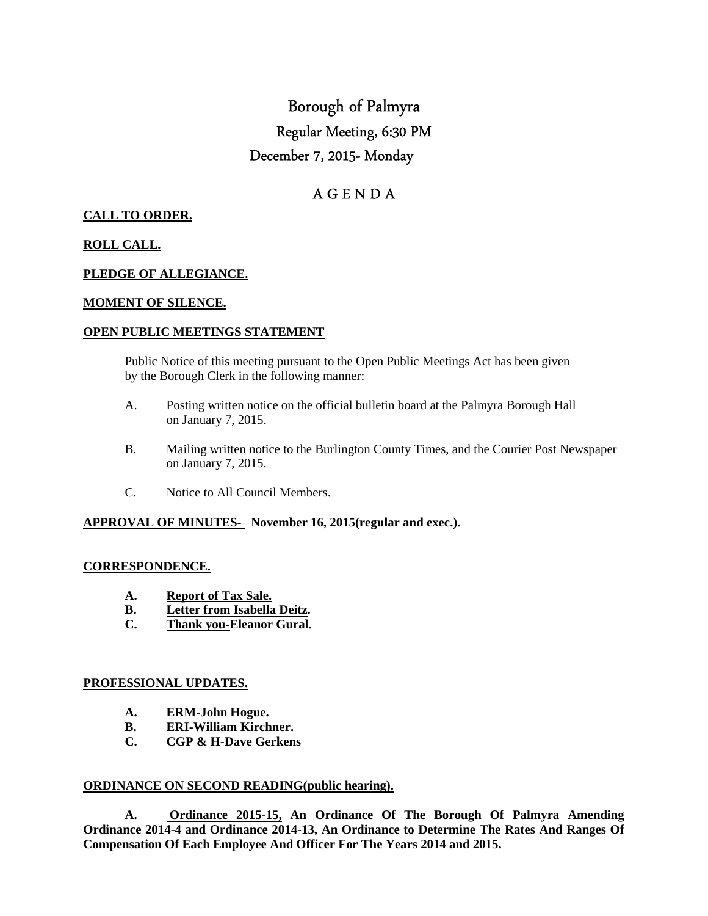# Borough of Palmyra

## Regular Meeting, 6:30 PM

## December 7, 2015- Monday

## A G E N D A

**CALL TO ORDER.**

**ROLL CALL.**

**PLEDGE OF ALLEGIANCE.**

**MOMENT OF SILENCE.**

**OPEN PUBLIC MEETINGS STATEMENT**

Public Notice of this meeting pursuant to the Open Public Meetings Act has been given by the Borough Clerk in the following manner:

A. Posting written notice on the official bulletin board at the Palmyra Borough Hall on January 7, 2015.

B. Mailing written notice to the Burlington County Times, and the Courier Post Newspaper on January 7, 2015.

C. Notice to All Council Members.

**APPROVAL OF MINUTES- November 16, 2015(regular and exec.).**

**CORRESPONDENCE.**

**A. Report of Tax Sale.**
**B. Letter from Isabella Deitz.**
**C. Thank you-Eleanor Gural.**

**PROFESSIONAL UPDATES.**

**A. ERM-John Hogue.**
**B. ERI-William Kirchner.**
**C. CGP & H-Dave Gerkens**

**ORDINANCE ON SECOND READING(public hearing).**

**A. Ordinance 2015-15, An Ordinance Of The Borough Of Palmyra Amending Ordinance 2014-4 and Ordinance 2014-13, An Ordinance to Determine The Rates And Ranges Of Compensation Of Each Employee And Officer For The Years 2014 and 2015.**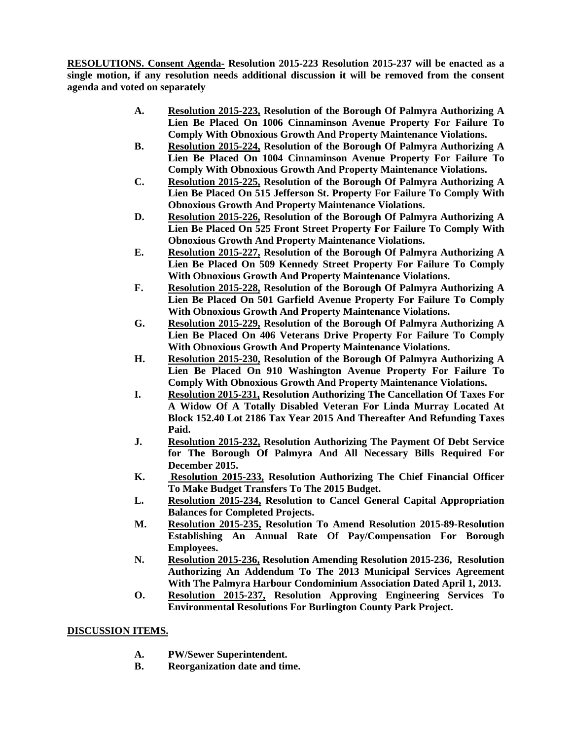**RESOLUTIONS. Consent Agenda- Resolution 2015-223 Resolution 2015-237 will be enacted as a single motion, if any resolution needs additional discussion it will be removed from the consent agenda and voted on separately**

- **A.** **Resolution 2015-223, Resolution of the Borough Of Palmyra Authorizing A Lien Be Placed On 1006 Cinnaminson Avenue Property For Failure To Comply With Obnoxious Growth And Property Maintenance Violations.**
- **B.** **Resolution 2015-224, Resolution of the Borough Of Palmyra Authorizing A Lien Be Placed On 1004 Cinnaminson Avenue Property For Failure To Comply With Obnoxious Growth And Property Maintenance Violations.**
- **C.** **Resolution 2015-225, Resolution of the Borough Of Palmyra Authorizing A Lien Be Placed On 515 Jefferson St. Property For Failure To Comply With Obnoxious Growth And Property Maintenance Violations.**
- **D.** **Resolution 2015-226, Resolution of the Borough Of Palmyra Authorizing A Lien Be Placed On 525 Front Street Property For Failure To Comply With Obnoxious Growth And Property Maintenance Violations.**
- **E.** **Resolution 2015-227, Resolution of the Borough Of Palmyra Authorizing A Lien Be Placed On 509 Kennedy Street Property For Failure To Comply With Obnoxious Growth And Property Maintenance Violations.**
- **F.** **Resolution 2015-228, Resolution of the Borough Of Palmyra Authorizing A Lien Be Placed On 501 Garfield Avenue Property For Failure To Comply With Obnoxious Growth And Property Maintenance Violations.**
- **G.** **Resolution 2015-229, Resolution of the Borough Of Palmyra Authorizing A Lien Be Placed On 406 Veterans Drive Property For Failure To Comply With Obnoxious Growth And Property Maintenance Violations.**
- **H.** **Resolution 2015-230, Resolution of the Borough Of Palmyra Authorizing A Lien Be Placed On 910 Washington Avenue Property For Failure To Comply With Obnoxious Growth And Property Maintenance Violations.**
- **I.** **Resolution 2015-231, Resolution Authorizing The Cancellation Of Taxes For A Widow Of A Totally Disabled Veteran For Linda Murray Located At Block 152.40 Lot 2186 Tax Year 2015 And Thereafter And Refunding Taxes Paid.**
- **J.** **Resolution 2015-232, Resolution Authorizing The Payment Of Debt Service for The Borough Of Palmyra And All Necessary Bills Required For December 2015.**
- **K.** **Resolution 2015-233, Resolution Authorizing The Chief Financial Officer To Make Budget Transfers To The 2015 Budget.**
- **L.** **Resolution 2015-234, Resolution to Cancel General Capital Appropriation Balances for Completed Projects.**
- **M.** **Resolution 2015-235, Resolution To Amend Resolution 2015-89-Resolution Establishing An Annual Rate Of Pay/Compensation For Borough Employees.**
- **N.** **Resolution 2015-236, Resolution Amending Resolution 2015-236, Resolution Authorizing An Addendum To The 2013 Municipal Services Agreement With The Palmyra Harbour Condominium Association Dated April 1, 2013.**
- **O.** **Resolution 2015-237, Resolution Approving Engineering Services To Environmental Resolutions For Burlington County Park Project.**

**DISCUSSION ITEMS.**

- **A.** **PW/Sewer Superintendent.**
- **B.** **Reorganization date and time.**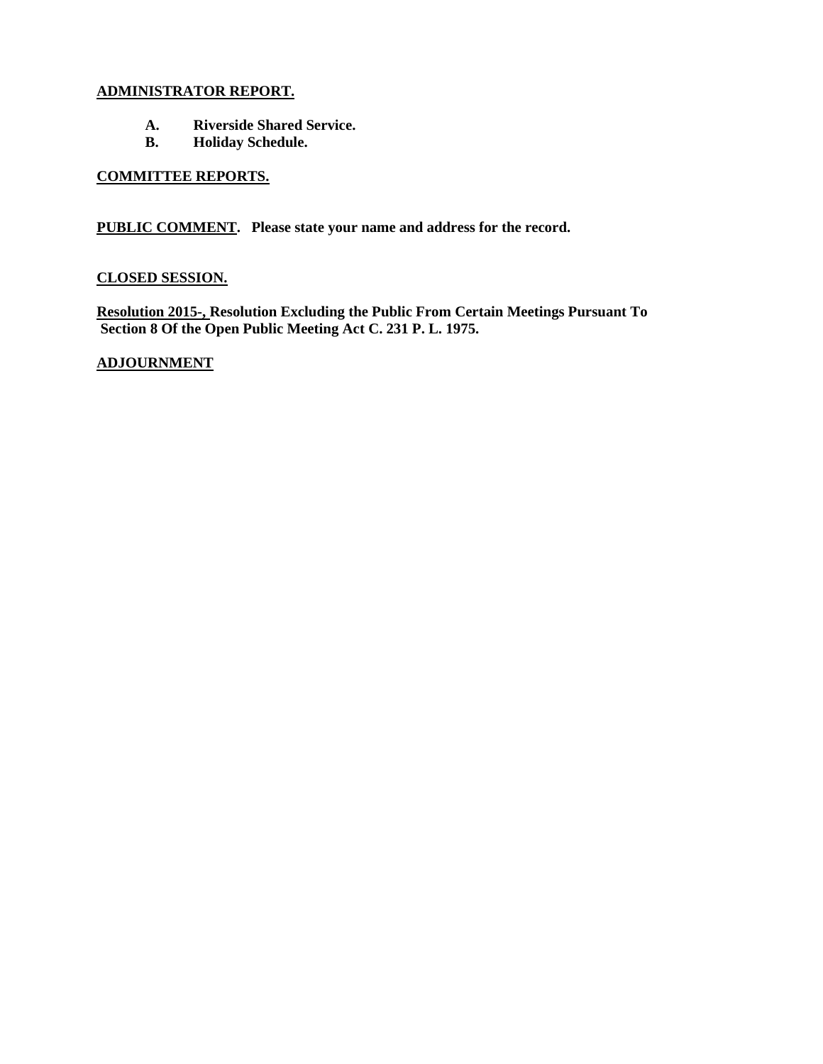**ADMINISTRATOR REPORT.**

A. **Riverside Shared Service.**
B. **Holiday Schedule.**

**COMMITTEE REPORTS.**

**PUBLIC COMMENT. Please state your name and address for the record.**

**CLOSED SESSION.**

**Resolution 2015-, Resolution Excluding the Public From Certain Meetings Pursuant To Section 8 Of the Open Public Meeting Act C. 231 P. L. 1975.**

**ADJOURNMENT**